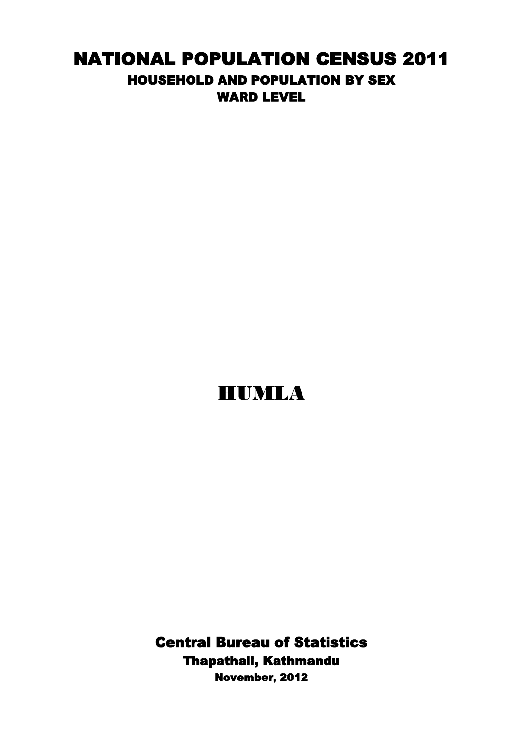# NATIONAL POPULATION CENSUS 2011

## HOUSEHOLD AND POPULATION BY SEX

## WARD LEVEL

# HUMLA

**Central Bureau of Statistics**

**Thapathali, Kathmandu**

**November, 2012**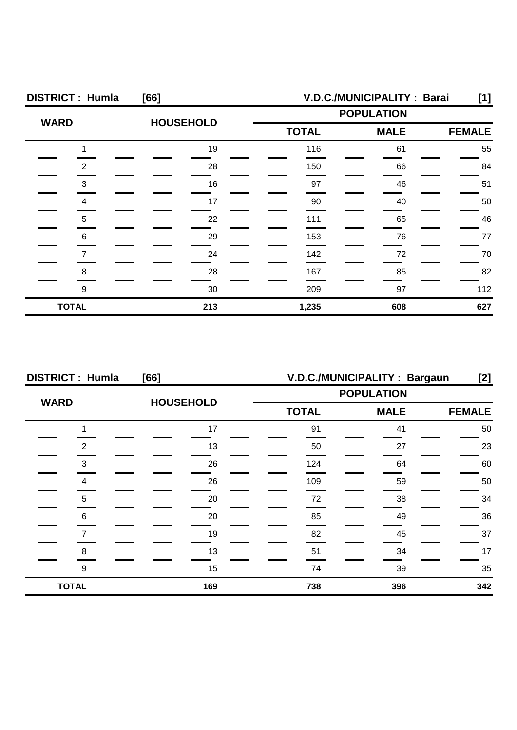**DISTRICT : Humla [66] V.D.C./MUNICIPALITY : Barai [1]**

| WARD | HOUSEHOLD | POPULATION | | |
|---|---|---|---|---|
| | | TOTAL | MALE | FEMALE |
| 1 | 19 | 116 | 61 | 55 |
| 2 | 28 | 150 | 66 | 84 |
| 3 | 16 | 97 | 46 | 51 |
| 4 | 17 | 90 | 40 | 50 |
| 5 | 22 | 111 | 65 | 46 |
| 6 | 29 | 153 | 76 | 77 |
| 7 | 24 | 142 | 72 | 70 |
| 8 | 28 | 167 | 85 | 82 |
| 9 | 30 | 209 | 97 | 112 |
| **TOTAL** | **213** | **1,235** | **608** | **627** |

**DISTRICT : Humla [66] V.D.C./MUNICIPALITY : Bargaun [2]**

| WARD | HOUSEHOLD | POPULATION | | |
|---|---|---|---|---|
| | | TOTAL | MALE | FEMALE |
| 1 | 17 | 91 | 41 | 50 |
| 2 | 13 | 50 | 27 | 23 |
| 3 | 26 | 124 | 64 | 60 |
| 4 | 26 | 109 | 59 | 50 |
| 5 | 20 | 72 | 38 | 34 |
| 6 | 20 | 85 | 49 | 36 |
| 7 | 19 | 82 | 45 | 37 |
| 8 | 13 | 51 | 34 | 17 |
| 9 | 15 | 74 | 39 | 35 |
| **TOTAL** | **169** | **738** | **396** | **342** |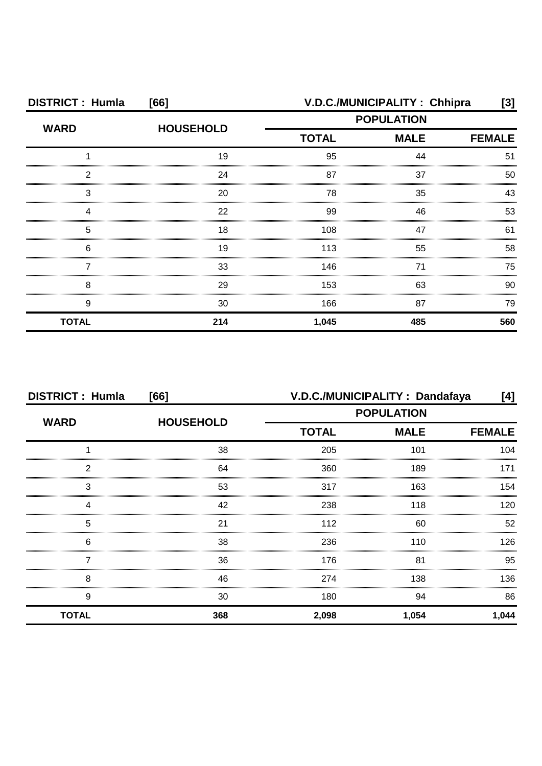**DISTRICT : Humla [66] V.D.C./MUNICIPALITY : Chhipra [3]**

| WARD | HOUSEHOLD | POPULATION | | |
|---|---|---|---|---|
| | | TOTAL | MALE | FEMALE |
| 1 | 19 | 95 | 44 | 51 |
| 2 | 24 | 87 | 37 | 50 |
| 3 | 20 | 78 | 35 | 43 |
| 4 | 22 | 99 | 46 | 53 |
| 5 | 18 | 108 | 47 | 61 |
| 6 | 19 | 113 | 55 | 58 |
| 7 | 33 | 146 | 71 | 75 |
| 8 | 29 | 153 | 63 | 90 |
| 9 | 30 | 166 | 87 | 79 |
| **TOTAL** | **214** | **1,045** | **485** | **560** |

**DISTRICT : Humla [66] V.D.C./MUNICIPALITY : Dandafaya [4]**

| WARD | HOUSEHOLD | POPULATION | | |
|---|---|---|---|---|
| | | TOTAL | MALE | FEMALE |
| 1 | 38 | 205 | 101 | 104 |
| 2 | 64 | 360 | 189 | 171 |
| 3 | 53 | 317 | 163 | 154 |
| 4 | 42 | 238 | 118 | 120 |
| 5 | 21 | 112 | 60 | 52 |
| 6 | 38 | 236 | 110 | 126 |
| 7 | 36 | 176 | 81 | 95 |
| 8 | 46 | 274 | 138 | 136 |
| 9 | 30 | 180 | 94 | 86 |
| **TOTAL** | **368** | **2,098** | **1,054** | **1,044** |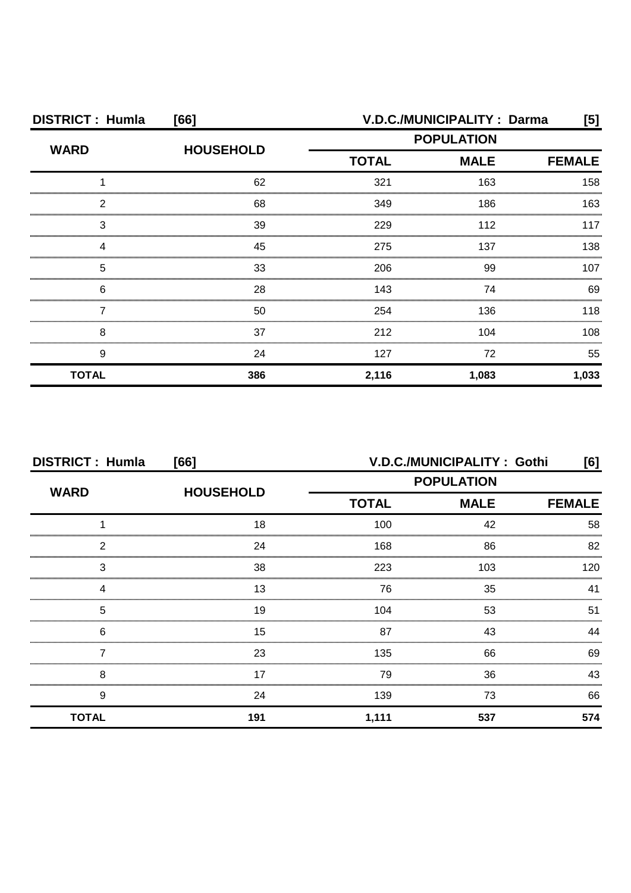**DISTRICT : Humla [66] V.D.C./MUNICIPALITY : Darma [5]**

| WARD | HOUSEHOLD | POPULATION | | |
|---|---|---|---|---|
| | | TOTAL | MALE | FEMALE |
| 1 | 62 | 321 | 163 | 158 |
| 2 | 68 | 349 | 186 | 163 |
| 3 | 39 | 229 | 112 | 117 |
| 4 | 45 | 275 | 137 | 138 |
| 5 | 33 | 206 | 99 | 107 |
| 6 | 28 | 143 | 74 | 69 |
| 7 | 50 | 254 | 136 | 118 |
| 8 | 37 | 212 | 104 | 108 |
| 9 | 24 | 127 | 72 | 55 |
| **TOTAL** | **386** | **2,116** | **1,083** | **1,033** |

**DISTRICT : Humla [66] V.D.C./MUNICIPALITY : Gothi [6]**

| WARD | HOUSEHOLD | POPULATION | | |
|---|---|---|---|---|
| | | TOTAL | MALE | FEMALE |
| 1 | 18 | 100 | 42 | 58 |
| 2 | 24 | 168 | 86 | 82 |
| 3 | 38 | 223 | 103 | 120 |
| 4 | 13 | 76 | 35 | 41 |
| 5 | 19 | 104 | 53 | 51 |
| 6 | 15 | 87 | 43 | 44 |
| 7 | 23 | 135 | 66 | 69 |
| 8 | 17 | 79 | 36 | 43 |
| 9 | 24 | 139 | 73 | 66 |
| **TOTAL** | **191** | **1,111** | **537** | **574** |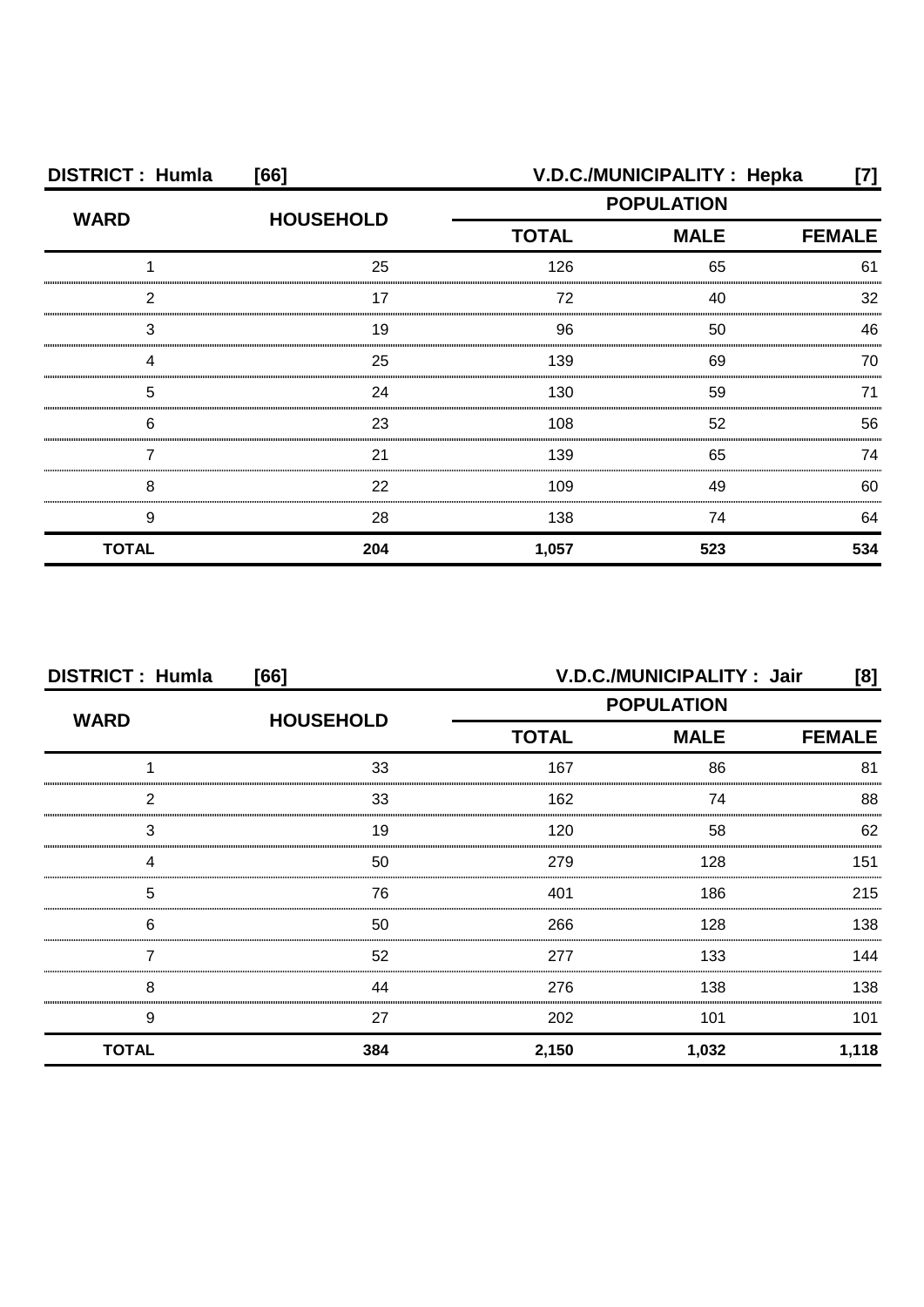**DISTRICT : Humla [66]** **V.D.C./MUNICIPALITY : Hepka [7]**

| WARD | HOUSEHOLD | POPULATION | | |
|---|---|---|---|---|
| | | TOTAL | MALE | FEMALE |
| 1 | 25 | 126 | 65 | 61 |
| 2 | 17 | 72 | 40 | 32 |
| 3 | 19 | 96 | 50 | 46 |
| 4 | 25 | 139 | 69 | 70 |
| 5 | 24 | 130 | 59 | 71 |
| 6 | 23 | 108 | 52 | 56 |
| 7 | 21 | 139 | 65 | 74 |
| 8 | 22 | 109 | 49 | 60 |
| 9 | 28 | 138 | 74 | 64 |
| **TOTAL** | **204** | **1,057** | **523** | **534** |

**DISTRICT : Humla [66]** **V.D.C./MUNICIPALITY : Jair [8]**

| WARD | HOUSEHOLD | POPULATION | | |
|---|---|---|---|---|
| | | TOTAL | MALE | FEMALE |
| 1 | 33 | 167 | 86 | 81 |
| 2 | 33 | 162 | 74 | 88 |
| 3 | 19 | 120 | 58 | 62 |
| 4 | 50 | 279 | 128 | 151 |
| 5 | 76 | 401 | 186 | 215 |
| 6 | 50 | 266 | 128 | 138 |
| 7 | 52 | 277 | 133 | 144 |
| 8 | 44 | 276 | 138 | 138 |
| 9 | 27 | 202 | 101 | 101 |
| **TOTAL** | **384** | **2,150** | **1,032** | **1,118** |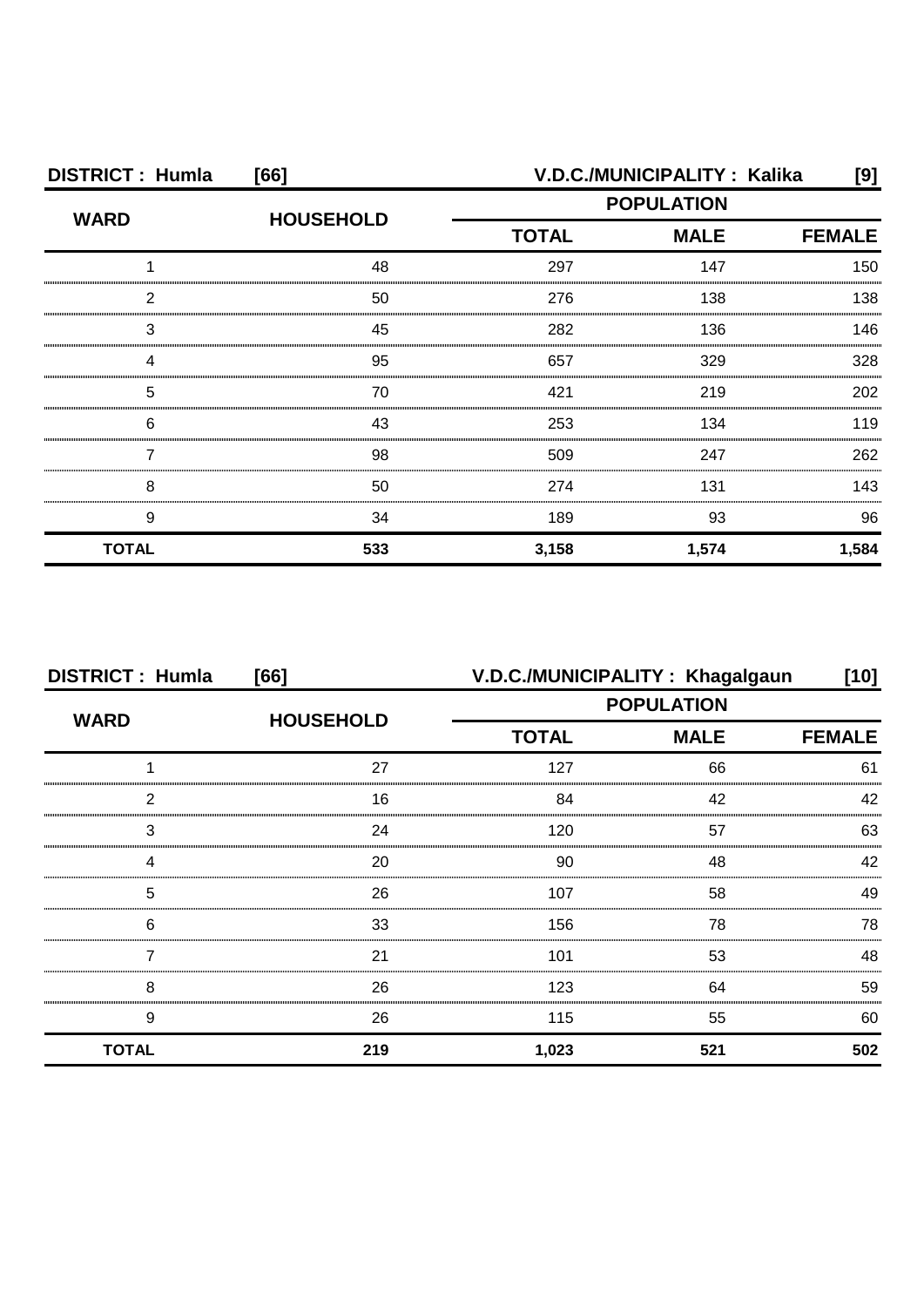**DISTRICT : Humla [66]** **V.D.C./MUNICIPALITY : Kalika [9]**

| WARD | HOUSEHOLD | POPULATION | | |
|---|---|---|---|---|
| | | TOTAL | MALE | FEMALE |
| 1 | 48 | 297 | 147 | 150 |
| 2 | 50 | 276 | 138 | 138 |
| 3 | 45 | 282 | 136 | 146 |
| 4 | 95 | 657 | 329 | 328 |
| 5 | 70 | 421 | 219 | 202 |
| 6 | 43 | 253 | 134 | 119 |
| 7 | 98 | 509 | 247 | 262 |
| 8 | 50 | 274 | 131 | 143 |
| 9 | 34 | 189 | 93 | 96 |
| **TOTAL** | **533** | **3,158** | **1,574** | **1,584** |

**DISTRICT : Humla [66]** **V.D.C./MUNICIPALITY : Khagalgaun [10]**

| WARD | HOUSEHOLD | POPULATION | | |
|---|---|---|---|---|
| | | TOTAL | MALE | FEMALE |
| 1 | 27 | 127 | 66 | 61 |
| 2 | 16 | 84 | 42 | 42 |
| 3 | 24 | 120 | 57 | 63 |
| 4 | 20 | 90 | 48 | 42 |
| 5 | 26 | 107 | 58 | 49 |
| 6 | 33 | 156 | 78 | 78 |
| 7 | 21 | 101 | 53 | 48 |
| 8 | 26 | 123 | 64 | 59 |
| 9 | 26 | 115 | 55 | 60 |
| **TOTAL** | **219** | **1,023** | **521** | **502** |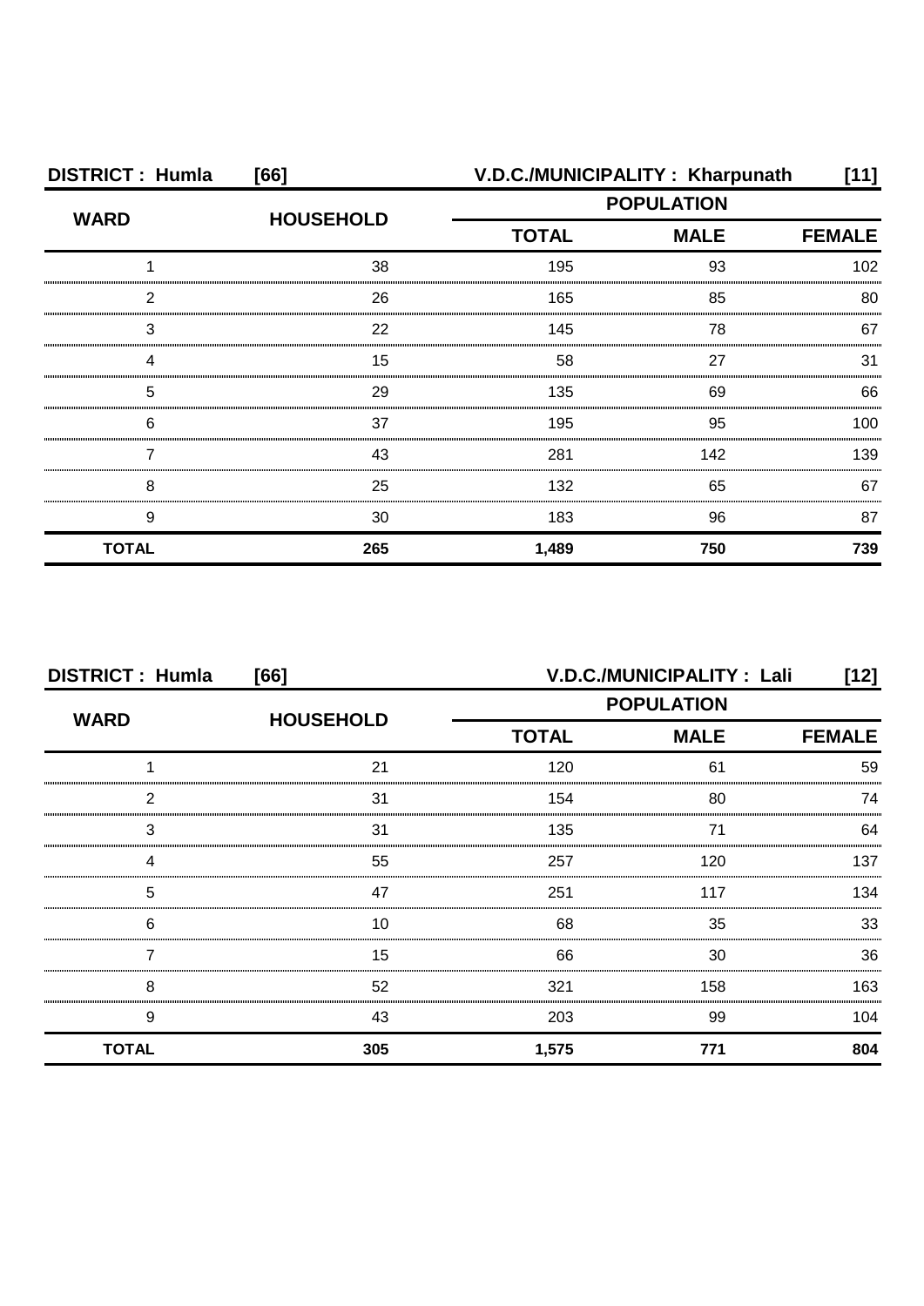| DISTRICT : Humla | [66] | V.D.C./MUNICIPALITY : Kharpunath | | [11] |
|---|---|---|---|---|
| **WARD** | **HOUSEHOLD** | **POPULATION** | | |
| | | **TOTAL** | **MALE** | **FEMALE** |
| 1 | 38 | 195 | 93 | 102 |
| 2 | 26 | 165 | 85 | 80 |
| 3 | 22 | 145 | 78 | 67 |
| 4 | 15 | 58 | 27 | 31 |
| 5 | 29 | 135 | 69 | 66 |
| 6 | 37 | 195 | 95 | 100 |
| 7 | 43 | 281 | 142 | 139 |
| 8 | 25 | 132 | 65 | 67 |
| 9 | 30 | 183 | 96 | 87 |
| **TOTAL** | **265** | **1,489** | **750** | **739** |

| DISTRICT : Humla | [66] | V.D.C./MUNICIPALITY : Lali | | [12] |
|---|---|---|---|---|
| **WARD** | **HOUSEHOLD** | **POPULATION** | | |
| | | **TOTAL** | **MALE** | **FEMALE** |
| 1 | 21 | 120 | 61 | 59 |
| 2 | 31 | 154 | 80 | 74 |
| 3 | 31 | 135 | 71 | 64 |
| 4 | 55 | 257 | 120 | 137 |
| 5 | 47 | 251 | 117 | 134 |
| 6 | 10 | 68 | 35 | 33 |
| 7 | 15 | 66 | 30 | 36 |
| 8 | 52 | 321 | 158 | 163 |
| 9 | 43 | 203 | 99 | 104 |
| **TOTAL** | **305** | **1,575** | **771** | **804** |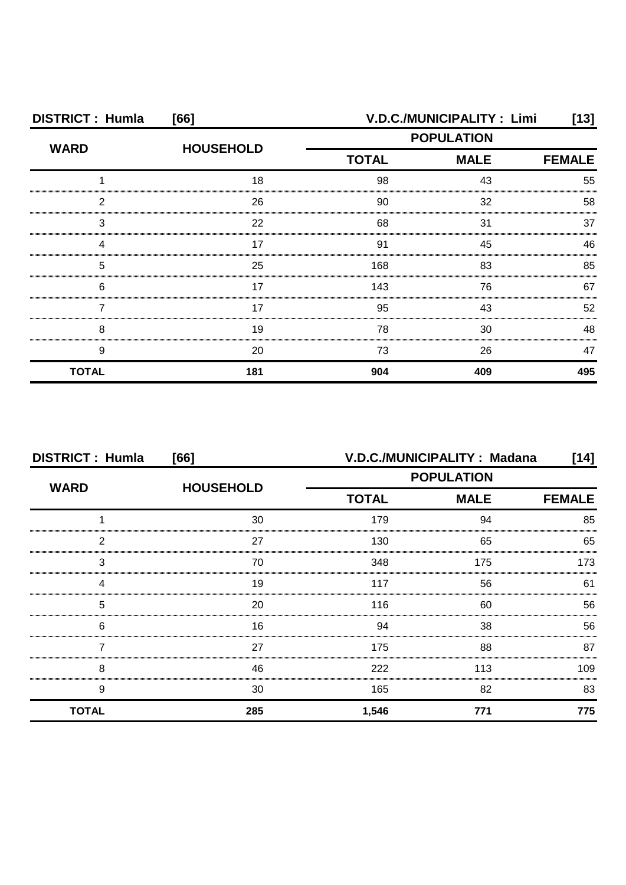| DISTRICT : Humla [66] | | V.D.C./MUNICIPALITY : Limi [13] | | |
|---|---|---|---|---|
| WARD | HOUSEHOLD | POPULATION | | |
| | | TOTAL | MALE | FEMALE |
| 1 | 18 | 98 | 43 | 55 |
| 2 | 26 | 90 | 32 | 58 |
| 3 | 22 | 68 | 31 | 37 |
| 4 | 17 | 91 | 45 | 46 |
| 5 | 25 | 168 | 83 | 85 |
| 6 | 17 | 143 | 76 | 67 |
| 7 | 17 | 95 | 43 | 52 |
| 8 | 19 | 78 | 30 | 48 |
| 9 | 20 | 73 | 26 | 47 |
| **TOTAL** | **181** | **904** | **409** | **495** |

| DISTRICT : Humla [66] | | V.D.C./MUNICIPALITY : Madana [14] | | |
|---|---|---|---|---|
| WARD | HOUSEHOLD | POPULATION | | |
| | | TOTAL | MALE | FEMALE |
| 1 | 30 | 179 | 94 | 85 |
| 2 | 27 | 130 | 65 | 65 |
| 3 | 70 | 348 | 175 | 173 |
| 4 | 19 | 117 | 56 | 61 |
| 5 | 20 | 116 | 60 | 56 |
| 6 | 16 | 94 | 38 | 56 |
| 7 | 27 | 175 | 88 | 87 |
| 8 | 46 | 222 | 113 | 109 |
| 9 | 30 | 165 | 82 | 83 |
| **TOTAL** | **285** | **1,546** | **771** | **775** |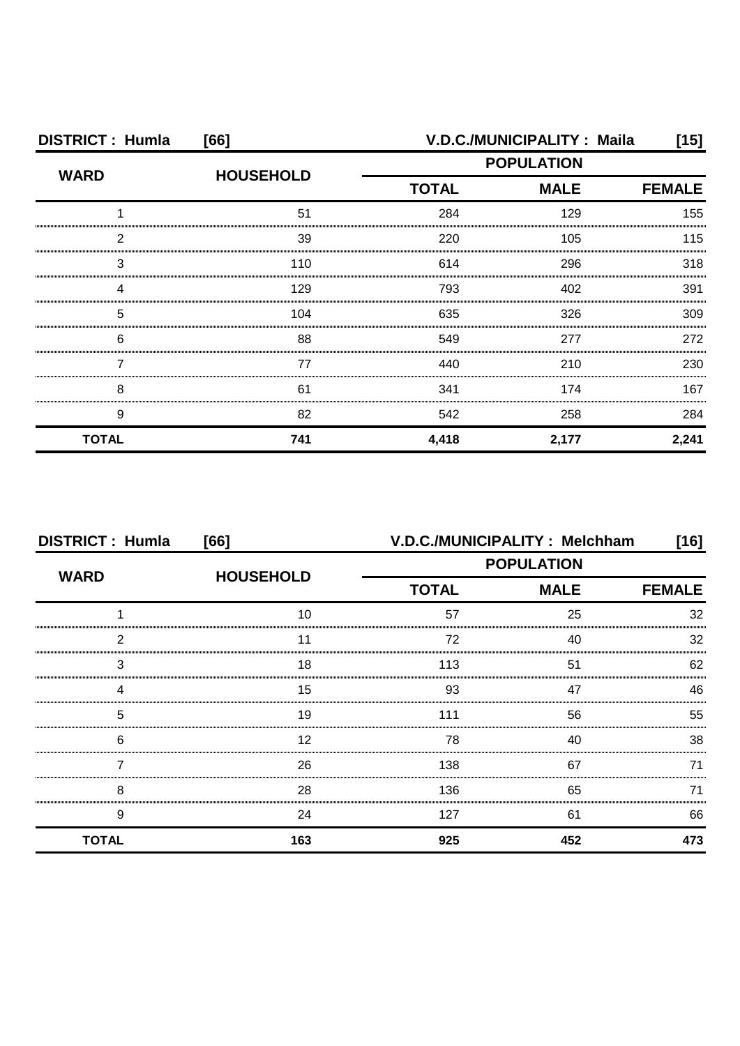**DISTRICT : Humla [66] V.D.C./MUNICIPALITY : Maila [15]**

| WARD | HOUSEHOLD | POPULATION | | |
|---|---|---|---|---|
| | | TOTAL | MALE | FEMALE |
| 1 | 51 | 284 | 129 | 155 |
| 2 | 39 | 220 | 105 | 115 |
| 3 | 110 | 614 | 296 | 318 |
| 4 | 129 | 793 | 402 | 391 |
| 5 | 104 | 635 | 326 | 309 |
| 6 | 88 | 549 | 277 | 272 |
| 7 | 77 | 440 | 210 | 230 |
| 8 | 61 | 341 | 174 | 167 |
| 9 | 82 | 542 | 258 | 284 |
| **TOTAL** | **741** | **4,418** | **2,177** | **2,241** |

**DISTRICT : Humla [66] V.D.C./MUNICIPALITY : Melchham [16]**

| WARD | HOUSEHOLD | POPULATION | | |
|---|---|---|---|---|
| | | TOTAL | MALE | FEMALE |
| 1 | 10 | 57 | 25 | 32 |
| 2 | 11 | 72 | 40 | 32 |
| 3 | 18 | 113 | 51 | 62 |
| 4 | 15 | 93 | 47 | 46 |
| 5 | 19 | 111 | 56 | 55 |
| 6 | 12 | 78 | 40 | 38 |
| 7 | 26 | 138 | 67 | 71 |
| 8 | 28 | 136 | 65 | 71 |
| 9 | 24 | 127 | 61 | 66 |
| **TOTAL** | **163** | **925** | **452** | **473** |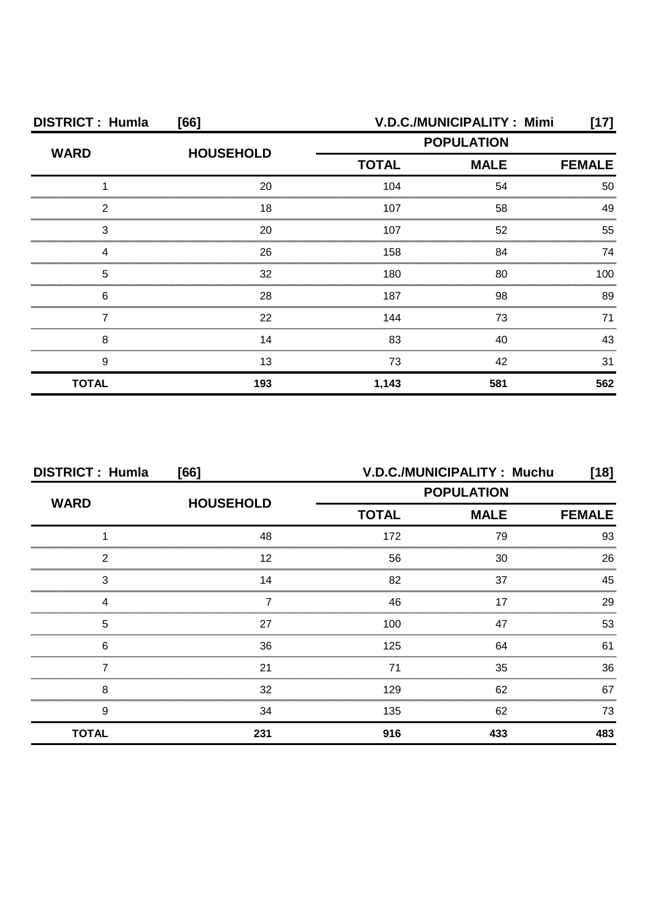**DISTRICT : Humla [66] V.D.C./MUNICIPALITY : Mimi [17]**

| WARD | HOUSEHOLD | POPULATION | | |
|---|---|---|---|---|
| | | TOTAL | MALE | FEMALE |
| 1 | 20 | 104 | 54 | 50 |
| 2 | 18 | 107 | 58 | 49 |
| 3 | 20 | 107 | 52 | 55 |
| 4 | 26 | 158 | 84 | 74 |
| 5 | 32 | 180 | 80 | 100 |
| 6 | 28 | 187 | 98 | 89 |
| 7 | 22 | 144 | 73 | 71 |
| 8 | 14 | 83 | 40 | 43 |
| 9 | 13 | 73 | 42 | 31 |
| **TOTAL** | **193** | **1,143** | **581** | **562** |

**DISTRICT : Humla [66] V.D.C./MUNICIPALITY : Muchu [18]**

| WARD | HOUSEHOLD | POPULATION | | |
|---|---|---|---|---|
| | | TOTAL | MALE | FEMALE |
| 1 | 48 | 172 | 79 | 93 |
| 2 | 12 | 56 | 30 | 26 |
| 3 | 14 | 82 | 37 | 45 |
| 4 | 7 | 46 | 17 | 29 |
| 5 | 27 | 100 | 47 | 53 |
| 6 | 36 | 125 | 64 | 61 |
| 7 | 21 | 71 | 35 | 36 |
| 8 | 32 | 129 | 62 | 67 |
| 9 | 34 | 135 | 62 | 73 |
| **TOTAL** | **231** | **916** | **433** | **483** |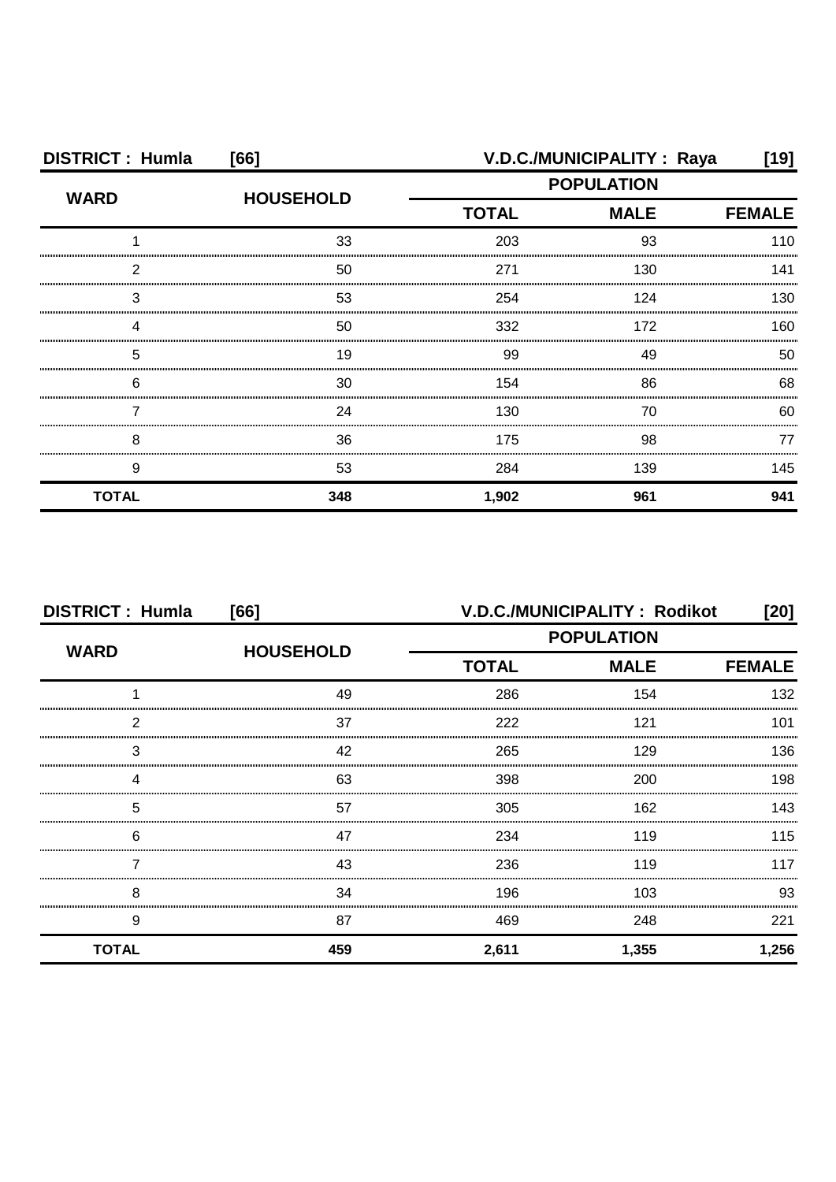**DISTRICT : Humla [66] V.D.C./MUNICIPALITY : Raya [19]**

| WARD | HOUSEHOLD | POPULATION | | |
|---|---|---|---|---|
| | | TOTAL | MALE | FEMALE |
| 1 | 33 | 203 | 93 | 110 |
| 2 | 50 | 271 | 130 | 141 |
| 3 | 53 | 254 | 124 | 130 |
| 4 | 50 | 332 | 172 | 160 |
| 5 | 19 | 99 | 49 | 50 |
| 6 | 30 | 154 | 86 | 68 |
| 7 | 24 | 130 | 70 | 60 |
| 8 | 36 | 175 | 98 | 77 |
| 9 | 53 | 284 | 139 | 145 |
| **TOTAL** | **348** | **1,902** | **961** | **941** |

**DISTRICT : Humla [66] V.D.C./MUNICIPALITY : Rodikot [20]**

| WARD | HOUSEHOLD | POPULATION | | |
|---|---|---|---|---|
| | | TOTAL | MALE | FEMALE |
| 1 | 49 | 286 | 154 | 132 |
| 2 | 37 | 222 | 121 | 101 |
| 3 | 42 | 265 | 129 | 136 |
| 4 | 63 | 398 | 200 | 198 |
| 5 | 57 | 305 | 162 | 143 |
| 6 | 47 | 234 | 119 | 115 |
| 7 | 43 | 236 | 119 | 117 |
| 8 | 34 | 196 | 103 | 93 |
| 9 | 87 | 469 | 248 | 221 |
| **TOTAL** | **459** | **2,611** | **1,355** | **1,256** |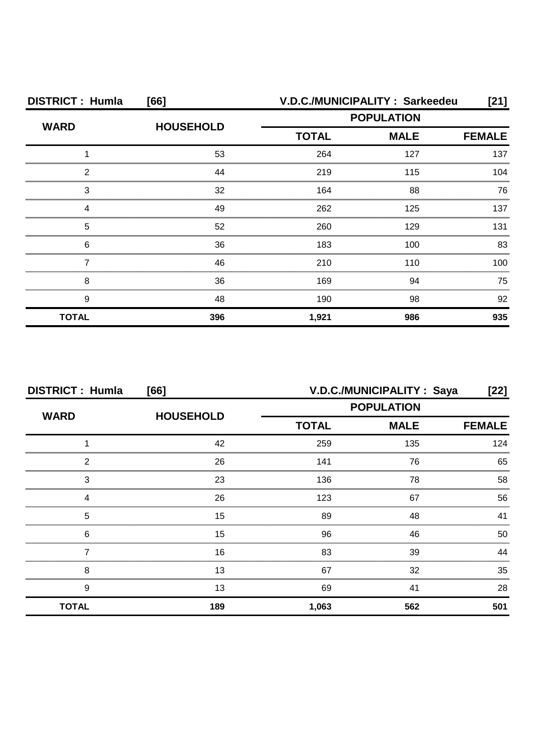**DISTRICT : Humla [66]** **V.D.C./MUNICIPALITY : Sarkeedeu [21]**

| WARD | HOUSEHOLD | POPULATION | | |
|---|---|---|---|---|
| | | TOTAL | MALE | FEMALE |
| 1 | 53 | 264 | 127 | 137 |
| 2 | 44 | 219 | 115 | 104 |
| 3 | 32 | 164 | 88 | 76 |
| 4 | 49 | 262 | 125 | 137 |
| 5 | 52 | 260 | 129 | 131 |
| 6 | 36 | 183 | 100 | 83 |
| 7 | 46 | 210 | 110 | 100 |
| 8 | 36 | 169 | 94 | 75 |
| 9 | 48 | 190 | 98 | 92 |
| **TOTAL** | **396** | **1,921** | **986** | **935** |

**DISTRICT : Humla [66]** **V.D.C./MUNICIPALITY : Saya [22]**

| WARD | HOUSEHOLD | POPULATION | | |
|---|---|---|---|---|
| | | TOTAL | MALE | FEMALE |
| 1 | 42 | 259 | 135 | 124 |
| 2 | 26 | 141 | 76 | 65 |
| 3 | 23 | 136 | 78 | 58 |
| 4 | 26 | 123 | 67 | 56 |
| 5 | 15 | 89 | 48 | 41 |
| 6 | 15 | 96 | 46 | 50 |
| 7 | 16 | 83 | 39 | 44 |
| 8 | 13 | 67 | 32 | 35 |
| 9 | 13 | 69 | 41 | 28 |
| **TOTAL** | **189** | **1,063** | **562** | **501** |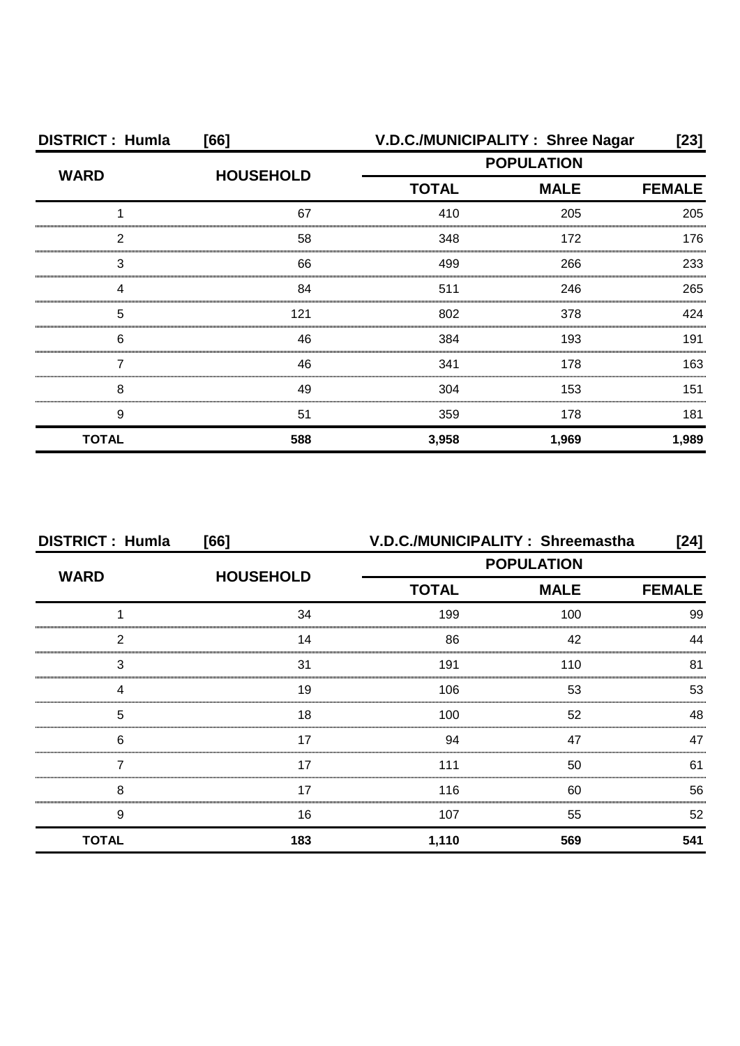**DISTRICT : Humla [66]** **V.D.C./MUNICIPALITY : Shree Nagar [23]**

| WARD | HOUSEHOLD | POPULATION | | |
|---|---|---|---|---|
| | | TOTAL | MALE | FEMALE |
| 1 | 67 | 410 | 205 | 205 |
| 2 | 58 | 348 | 172 | 176 |
| 3 | 66 | 499 | 266 | 233 |
| 4 | 84 | 511 | 246 | 265 |
| 5 | 121 | 802 | 378 | 424 |
| 6 | 46 | 384 | 193 | 191 |
| 7 | 46 | 341 | 178 | 163 |
| 8 | 49 | 304 | 153 | 151 |
| 9 | 51 | 359 | 178 | 181 |
| **TOTAL** | **588** | **3,958** | **1,969** | **1,989** |

**DISTRICT : Humla [66]** **V.D.C./MUNICIPALITY : Shreemastha [24]**

| WARD | HOUSEHOLD | POPULATION | | |
|---|---|---|---|---|
| | | TOTAL | MALE | FEMALE |
| 1 | 34 | 199 | 100 | 99 |
| 2 | 14 | 86 | 42 | 44 |
| 3 | 31 | 191 | 110 | 81 |
| 4 | 19 | 106 | 53 | 53 |
| 5 | 18 | 100 | 52 | 48 |
| 6 | 17 | 94 | 47 | 47 |
| 7 | 17 | 111 | 50 | 61 |
| 8 | 17 | 116 | 60 | 56 |
| 9 | 16 | 107 | 55 | 52 |
| **TOTAL** | **183** | **1,110** | **569** | **541** |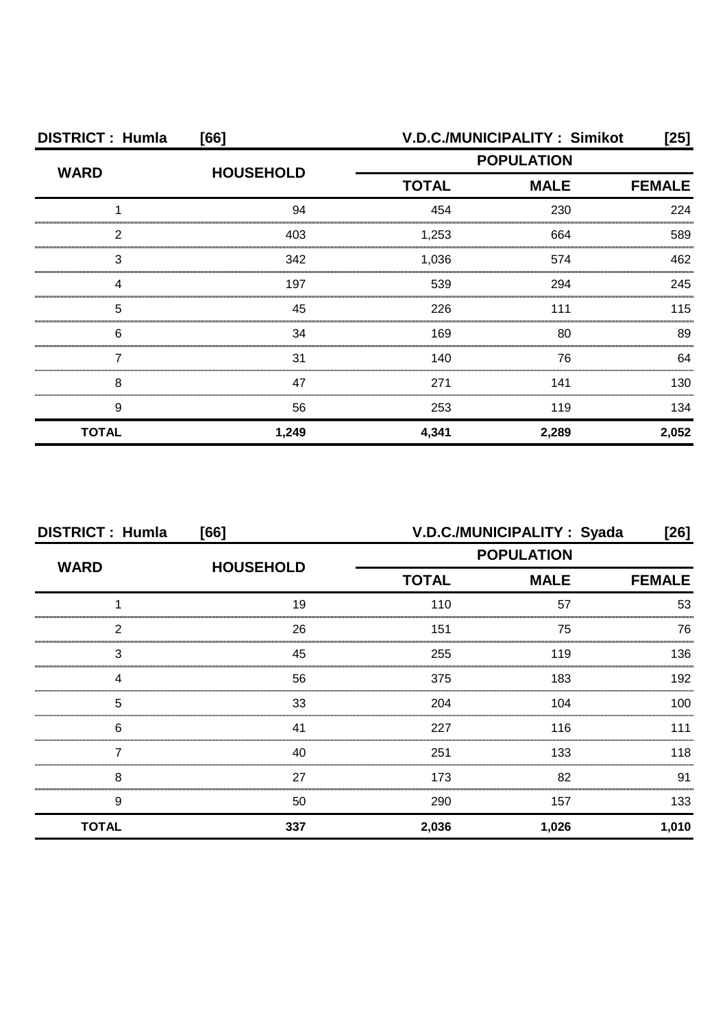| DISTRICT : Humla | [66] | V.D.C./MUNICIPALITY : Simikot | | [25] |
|---|---|---|---|---|
| WARD | HOUSEHOLD | POPULATION | | |
| | | TOTAL | MALE | FEMALE |
| 1 | 94 | 454 | 230 | 224 |
| 2 | 403 | 1,253 | 664 | 589 |
| 3 | 342 | 1,036 | 574 | 462 |
| 4 | 197 | 539 | 294 | 245 |
| 5 | 45 | 226 | 111 | 115 |
| 6 | 34 | 169 | 80 | 89 |
| 7 | 31 | 140 | 76 | 64 |
| 8 | 47 | 271 | 141 | 130 |
| 9 | 56 | 253 | 119 | 134 |
| **TOTAL** | **1,249** | **4,341** | **2,289** | **2,052** |

| DISTRICT : Humla | [66] | V.D.C./MUNICIPALITY : Syada | | [26] |
|---|---|---|---|---|
| WARD | HOUSEHOLD | POPULATION | | |
| | | TOTAL | MALE | FEMALE |
| 1 | 19 | 110 | 57 | 53 |
| 2 | 26 | 151 | 75 | 76 |
| 3 | 45 | 255 | 119 | 136 |
| 4 | 56 | 375 | 183 | 192 |
| 5 | 33 | 204 | 104 | 100 |
| 6 | 41 | 227 | 116 | 111 |
| 7 | 40 | 251 | 133 | 118 |
| 8 | 27 | 173 | 82 | 91 |
| 9 | 50 | 290 | 157 | 133 |
| **TOTAL** | **337** | **2,036** | **1,026** | **1,010** |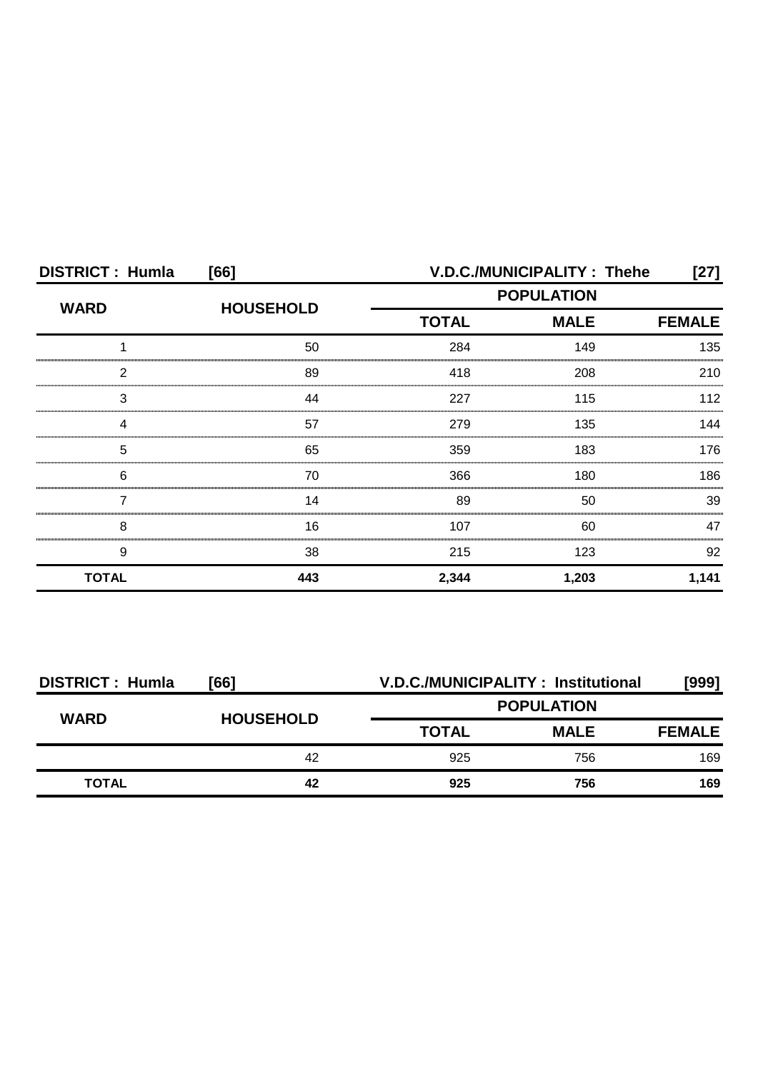**DISTRICT : Humla [66] V.D.C./MUNICIPALITY : Thehe [27]**

| WARD | HOUSEHOLD | POPULATION | | |
|---|---|---|---|---|
| | | TOTAL | MALE | FEMALE |
| 1 | 50 | 284 | 149 | 135 |
| 2 | 89 | 418 | 208 | 210 |
| 3 | 44 | 227 | 115 | 112 |
| 4 | 57 | 279 | 135 | 144 |
| 5 | 65 | 359 | 183 | 176 |
| 6 | 70 | 366 | 180 | 186 |
| 7 | 14 | 89 | 50 | 39 |
| 8 | 16 | 107 | 60 | 47 |
| 9 | 38 | 215 | 123 | 92 |
| **TOTAL** | **443** | **2,344** | **1,203** | **1,141** |

**DISTRICT : Humla [66] V.D.C./MUNICIPALITY : Institutional [999]**

| WARD | HOUSEHOLD | POPULATION | | |
|---|---|---|---|---|
| | | TOTAL | MALE | FEMALE |
| | 42 | 925 | 756 | 169 |
| **TOTAL** | **42** | **925** | **756** | **169** |